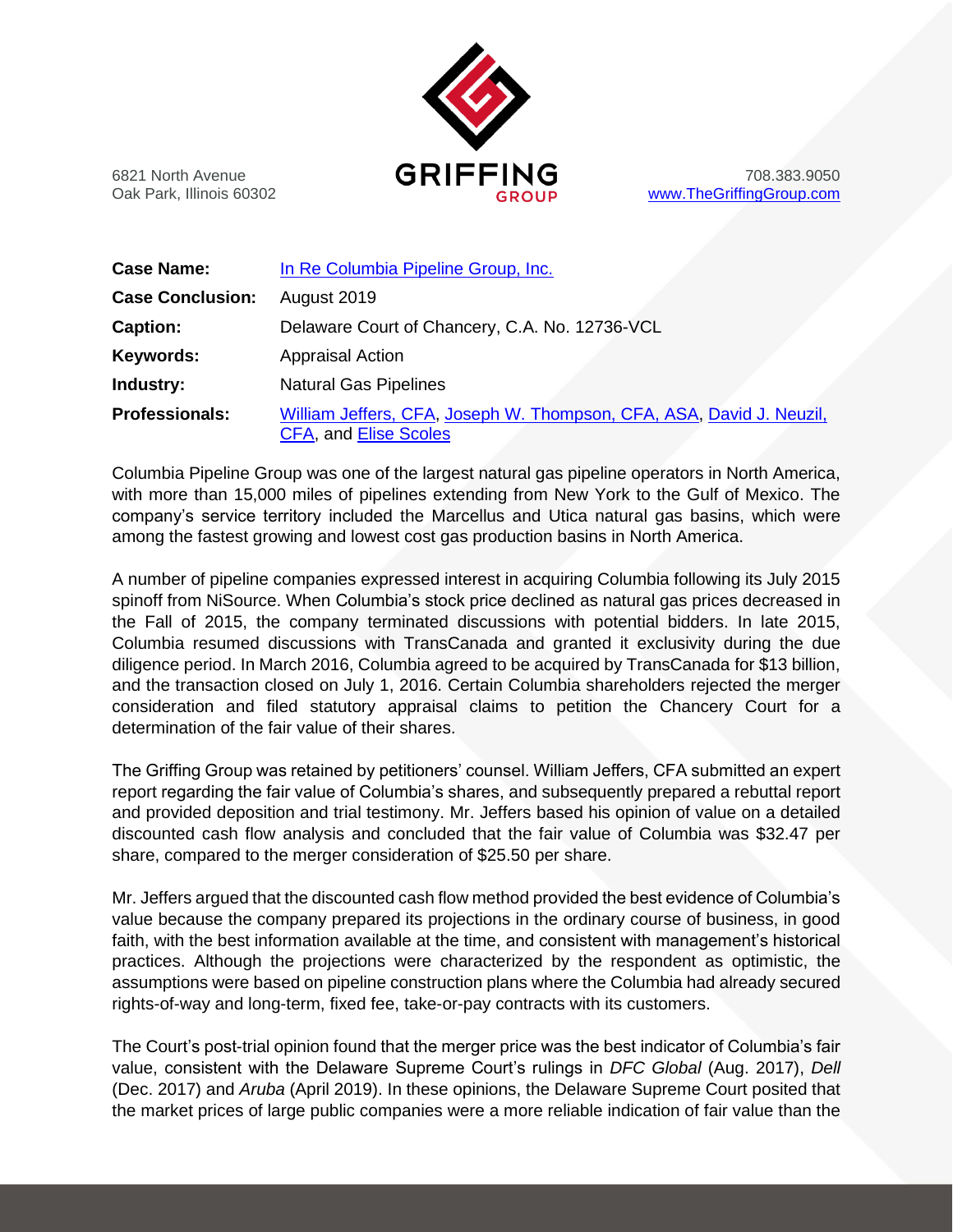6821 North Avenue
Oak Park, Illinois 60302

**GRIFFING GROUP**

708.383.9050
www.TheGriffingGroup.com

| | |
|---|---|
| **Case Name:** | In Re Columbia Pipeline Group, Inc. |
| **Case Conclusion:** | August 2019 |
| **Caption:** | Delaware Court of Chancery, C.A. No. 12736-VCL |
| **Keywords:** | Appraisal Action |
| **Industry:** | Natural Gas Pipelines |
| **Professionals:** | William Jeffers, CFA, Joseph W. Thompson, CFA, ASA, David J. Neuzil, CFA, and Elise Scoles |

Columbia Pipeline Group was one of the largest natural gas pipeline operators in North America, with more than 15,000 miles of pipelines extending from New York to the Gulf of Mexico. The company's service territory included the Marcellus and Utica natural gas basins, which were among the fastest growing and lowest cost gas production basins in North America.

A number of pipeline companies expressed interest in acquiring Columbia following its July 2015 spinoff from NiSource. When Columbia's stock price declined as natural gas prices decreased in the Fall of 2015, the company terminated discussions with potential bidders. In late 2015, Columbia resumed discussions with TransCanada and granted it exclusivity during the due diligence period. In March 2016, Columbia agreed to be acquired by TransCanada for $13 billion, and the transaction closed on July 1, 2016. Certain Columbia shareholders rejected the merger consideration and filed statutory appraisal claims to petition the Chancery Court for a determination of the fair value of their shares.

The Griffing Group was retained by petitioners' counsel. William Jeffers, CFA submitted an expert report regarding the fair value of Columbia's shares, and subsequently prepared a rebuttal report and provided deposition and trial testimony. Mr. Jeffers based his opinion of value on a detailed discounted cash flow analysis and concluded that the fair value of Columbia was $32.47 per share, compared to the merger consideration of $25.50 per share.

Mr. Jeffers argued that the discounted cash flow method provided the best evidence of Columbia's value because the company prepared its projections in the ordinary course of business, in good faith, with the best information available at the time, and consistent with management's historical practices. Although the projections were characterized by the respondent as optimistic, the assumptions were based on pipeline construction plans where the Columbia had already secured rights-of-way and long-term, fixed fee, take-or-pay contracts with its customers.

The Court's post-trial opinion found that the merger price was the best indicator of Columbia's fair value, consistent with the Delaware Supreme Court's rulings in *DFC Global* (Aug. 2017), *Dell* (Dec. 2017) and *Aruba* (April 2019). In these opinions, the Delaware Supreme Court posited that the market prices of large public companies were a more reliable indication of fair value than the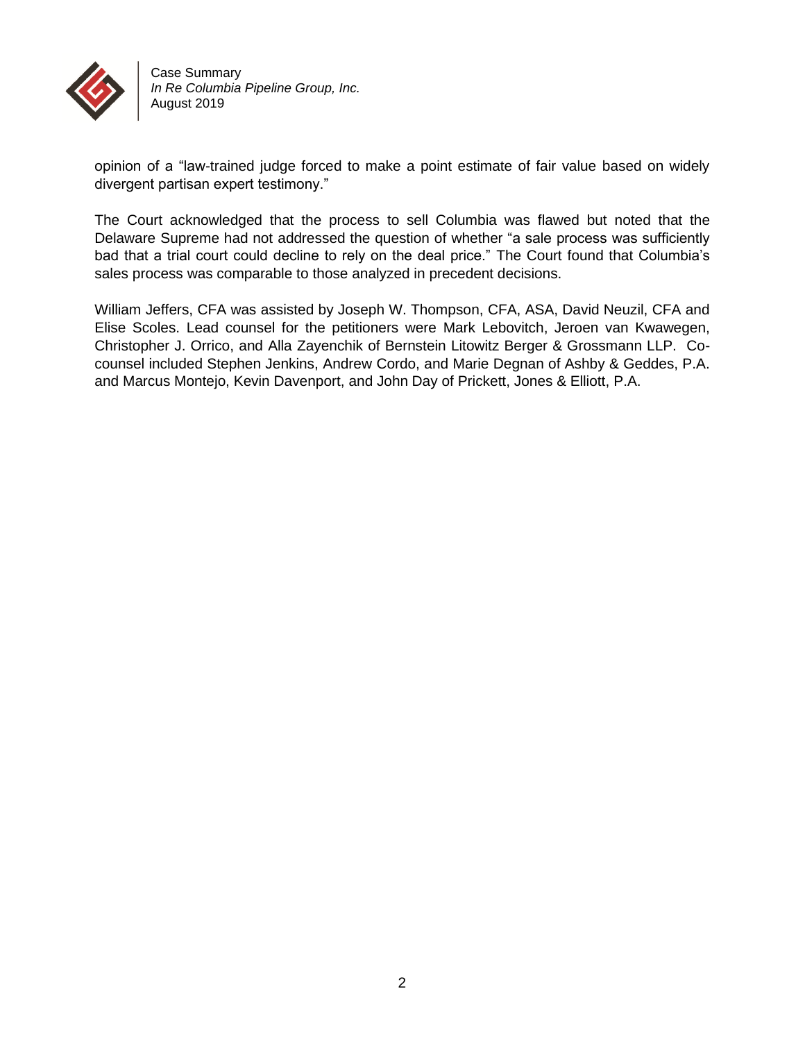opinion of a "law-trained judge forced to make a point estimate of fair value based on widely divergent partisan expert testimony."

The Court acknowledged that the process to sell Columbia was flawed but noted that the Delaware Supreme had not addressed the question of whether "a sale process was sufficiently bad that a trial court could decline to rely on the deal price." The Court found that Columbia's sales process was comparable to those analyzed in precedent decisions.

William Jeffers, CFA was assisted by Joseph W. Thompson, CFA, ASA, David Neuzil, CFA and Elise Scoles. Lead counsel for the petitioners were Mark Lebovitch, Jeroen van Kwawegen, Christopher J. Orrico, and Alla Zayenchik of Bernstein Litowitz Berger & Grossmann LLP. Co-counsel included Stephen Jenkins, Andrew Cordo, and Marie Degnan of Ashby & Geddes, P.A. and Marcus Montejo, Kevin Davenport, and John Day of Prickett, Jones & Elliott, P.A.